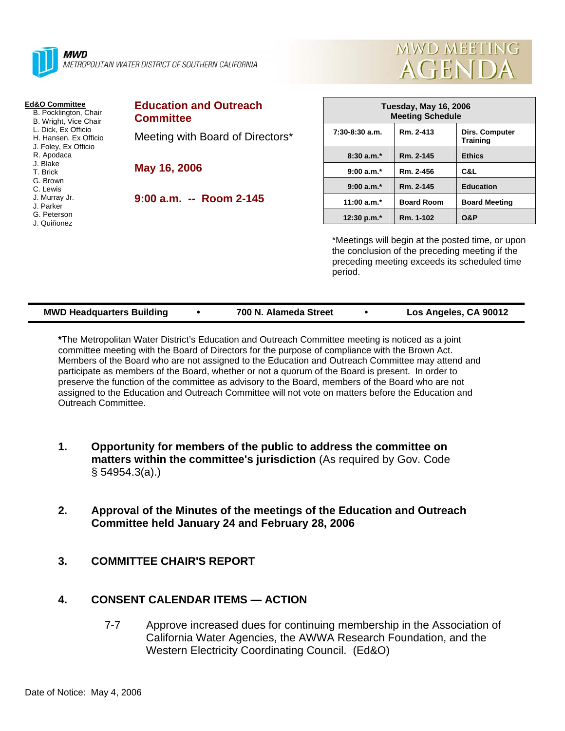**MWD**
METROPOLITAN WATER DISTRICT OF SOUTHERN CALIFORNIA

# MWD MEETING AGENDA

**Ed&O Committee**
- B. Pocklington, Chair
- B. Wright, Vice Chair
- L. Dick, Ex Officio
- H. Hansen, Ex Officio
- J. Foley, Ex Officio
- R. Apodaca
- J. Blake
- T. Brick
- G. Brown
- C. Lewis
- J. Murray Jr.
- J. Parker
- G. Peterson
- J. Quiñonez

## Education and Outreach Committee

Meeting with Board of Directors*

**May 16, 2006**

**9:00 a.m. -- Room 2-145**

| Tuesday, May 16, 2006 Meeting Schedule | | |
|---|---|---|
| 7:30-8:30 a.m. | Rm. 2-413 | Dirs. Computer Training |
| 8:30 a.m.* | Rm. 2-145 | Ethics |
| 9:00 a.m.* | Rm. 2-456 | C&L |
| 9:00 a.m.* | Rm. 2-145 | Education |
| 11:00 a.m.* | Board Room | Board Meeting |
| 12:30 p.m.* | Rm. 1-102 | O&P |

*Meetings will begin at the posted time, or upon the conclusion of the preceding meeting if the preceding meeting exceeds its scheduled time period.

**MWD Headquarters Building • 700 N. Alameda Street • Los Angeles, CA 90012**

***** The Metropolitan Water District's Education and Outreach Committee meeting is noticed as a joint committee meeting with the Board of Directors for the purpose of compliance with the Brown Act. Members of the Board who are not assigned to the Education and Outreach Committee may attend and participate as members of the Board, whether or not a quorum of the Board is present. In order to preserve the function of the committee as advisory to the Board, members of the Board who are not assigned to the Education and Outreach Committee will not vote on matters before the Education and Outreach Committee.

1. **Opportunity for members of the public to address the committee on matters within the committee's jurisdiction** (As required by Gov. Code § 54954.3(a).)

2. **Approval of the Minutes of the meetings of the Education and Outreach Committee held January 24 and February 28, 2006**

3. **COMMITTEE CHAIR'S REPORT**

4. **CONSENT CALENDAR ITEMS — ACTION**

   7-7 Approve increased dues for continuing membership in the Association of California Water Agencies, the AWWA Research Foundation, and the Western Electricity Coordinating Council. (Ed&O)

Date of Notice: May 4, 2006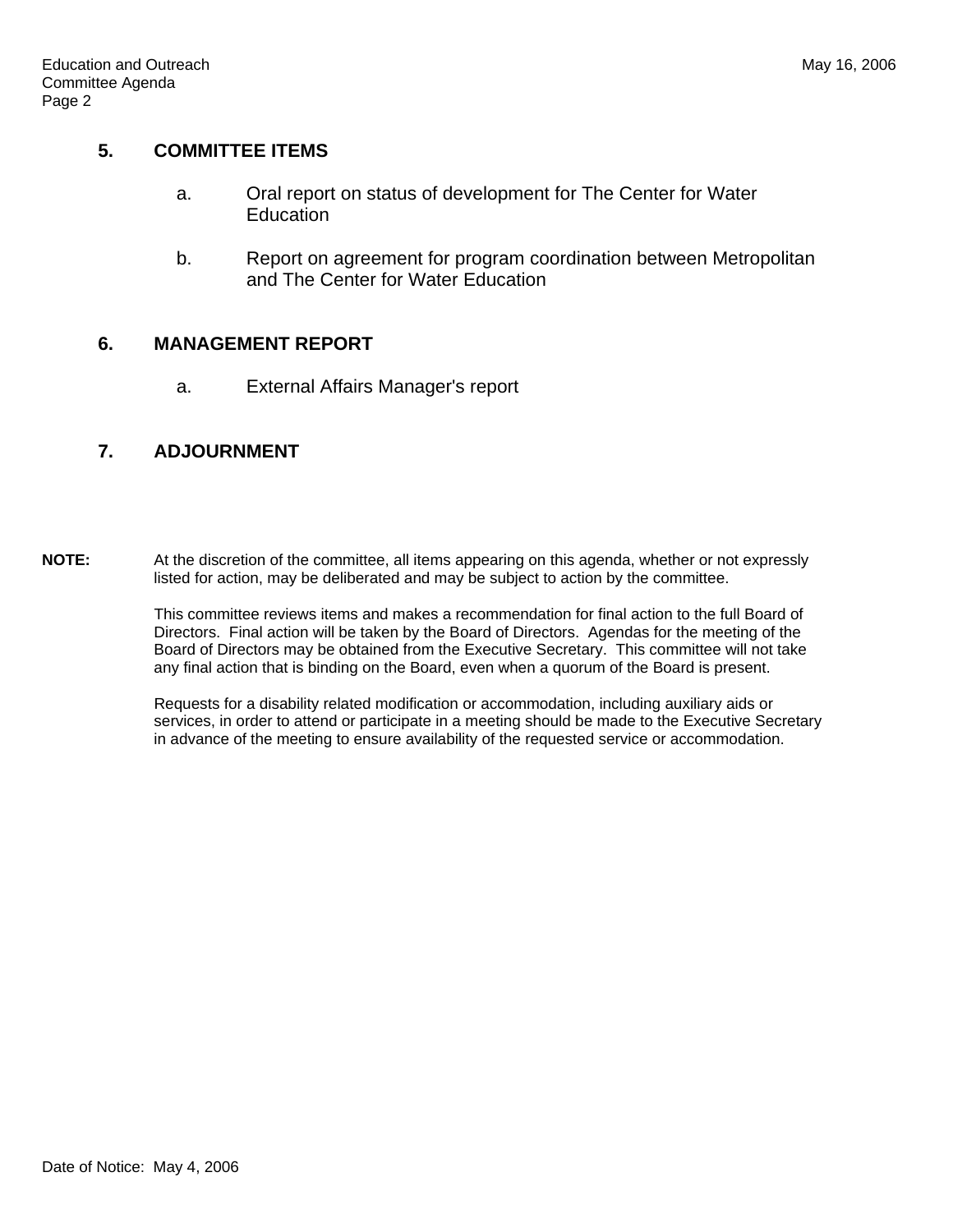## 5. COMMITTEE ITEMS

a. Oral report on status of development for The Center for Water Education

b. Report on agreement for program coordination between Metropolitan and The Center for Water Education

## 6. MANAGEMENT REPORT

a. External Affairs Manager's report

## 7. ADJOURNMENT

**NOTE:** At the discretion of the committee, all items appearing on this agenda, whether or not expressly listed for action, may be deliberated and may be subject to action by the committee.

This committee reviews items and makes a recommendation for final action to the full Board of Directors. Final action will be taken by the Board of Directors. Agendas for the meeting of the Board of Directors may be obtained from the Executive Secretary. This committee will not take any final action that is binding on the Board, even when a quorum of the Board is present.

Requests for a disability related modification or accommodation, including auxiliary aids or services, in order to attend or participate in a meeting should be made to the Executive Secretary in advance of the meeting to ensure availability of the requested service or accommodation.

Date of Notice: May 4, 2006